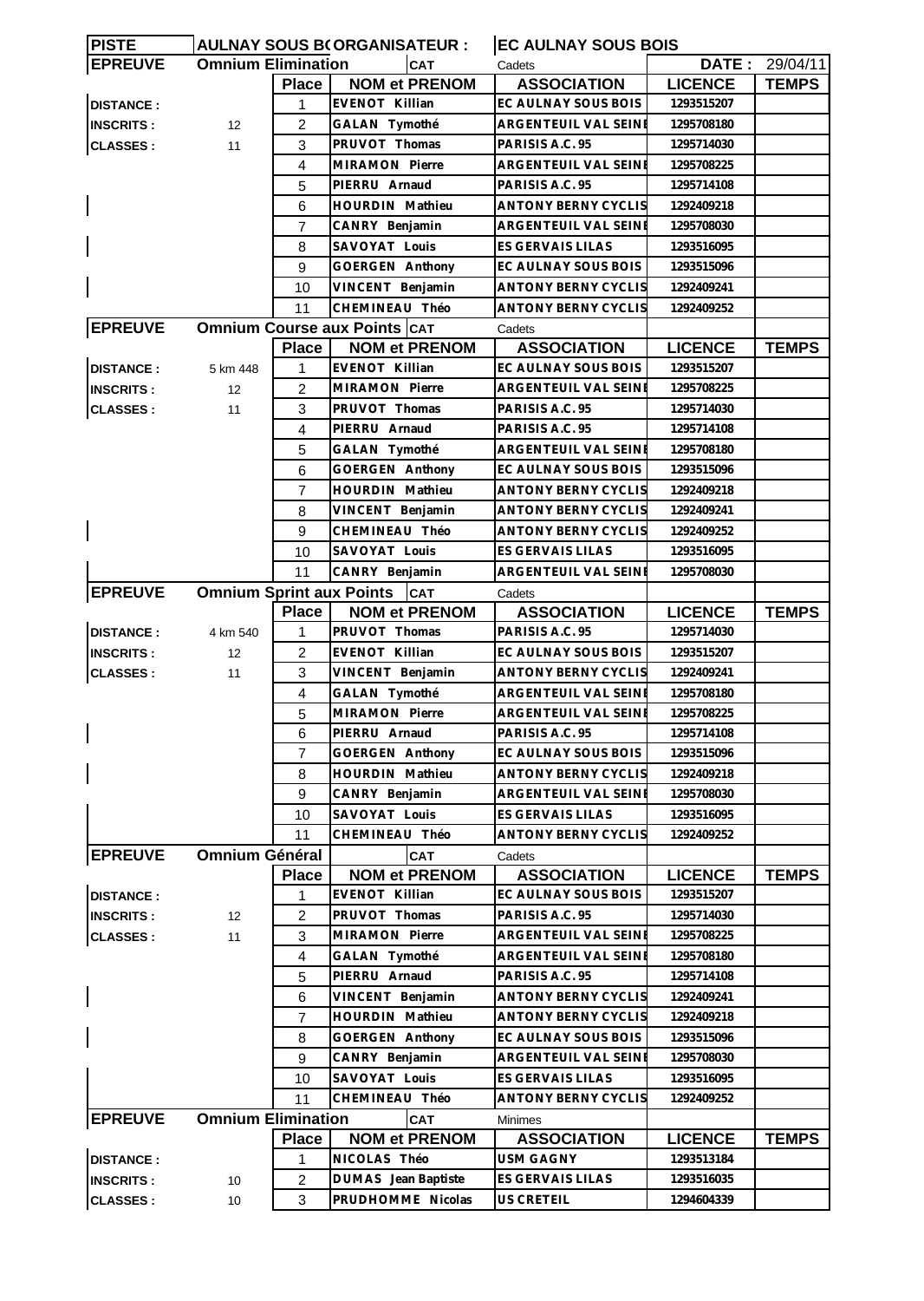| PISTE | AULNAY SOUS BOIS | ORGANISATEUR : | | EC AULNAY SOUS BOIS | | |
|---|---|---|---|---|---|---|
| EPREUVE | Omnium Elimination | | CAT | Cadets | DATE : | 29/04/11 |
| | | Place | NOM et PRENOM | ASSOCIATION | LICENCE | TEMPS |
| DISTANCE : | | 1 | EVENOT Killian | EC AULNAY SOUS BOIS | 1293515207 | |
| INSCRITS : | 12 | 2 | GALAN Tymothé | ARGENTEUIL VAL SEINE | 1295708180 | |
| CLASSES : | 11 | 3 | PRUVOT Thomas | PARISIS A.C. 95 | 1295714030 | |
| | | 4 | MIRAMON Pierre | ARGENTEUIL VAL SEINE | 1295708225 | |
| | | 5 | PIERRU Arnaud | PARISIS A.C. 95 | 1295714108 | |
| | | 6 | HOURDIN Mathieu | ANTONY BERNY CYCLIS | 1292409218 | |
| | | 7 | CANRY Benjamin | ARGENTEUIL VAL SEINE | 1295708030 | |
| | | 8 | SAVOYAT Louis | ES GERVAIS LILAS | 1293516095 | |
| | | 9 | GOERGEN Anthony | EC AULNAY SOUS BOIS | 1293515096 | |
| | | 10 | VINCENT Benjamin | ANTONY BERNY CYCLIS | 1292409241 | |
| | | 11 | CHEMINEAU Théo | ANTONY BERNY CYCLIS | 1292409252 | |
| EPREUVE | Omnium Course aux Points | | CAT | Cadets | | |
| | | Place | NOM et PRENOM | ASSOCIATION | LICENCE | TEMPS |
| DISTANCE : | 5 km 448 | 1 | EVENOT Killian | EC AULNAY SOUS BOIS | 1293515207 | |
| INSCRITS : | 12 | 2 | MIRAMON Pierre | ARGENTEUIL VAL SEINE | 1295708225 | |
| CLASSES : | 11 | 3 | PRUVOT Thomas | PARISIS A.C. 95 | 1295714030 | |
| | | 4 | PIERRU Arnaud | PARISIS A.C. 95 | 1295714108 | |
| | | 5 | GALAN Tymothé | ARGENTEUIL VAL SEINE | 1295708180 | |
| | | 6 | GOERGEN Anthony | EC AULNAY SOUS BOIS | 1293515096 | |
| | | 7 | HOURDIN Mathieu | ANTONY BERNY CYCLIS | 1292409218 | |
| | | 8 | VINCENT Benjamin | ANTONY BERNY CYCLIS | 1292409241 | |
| | | 9 | CHEMINEAU Théo | ANTONY BERNY CYCLIS | 1292409252 | |
| | | 10 | SAVOYAT Louis | ES GERVAIS LILAS | 1293516095 | |
| | | 11 | CANRY Benjamin | ARGENTEUIL VAL SEINE | 1295708030 | |
| EPREUVE | Omnium Sprint aux Points | | CAT | Cadets | | |
| | | Place | NOM et PRENOM | ASSOCIATION | LICENCE | TEMPS |
| DISTANCE : | 4 km 540 | 1 | PRUVOT Thomas | PARISIS A.C. 95 | 1295714030 | |
| INSCRITS : | 12 | 2 | EVENOT Killian | EC AULNAY SOUS BOIS | 1293515207 | |
| CLASSES : | 11 | 3 | VINCENT Benjamin | ANTONY BERNY CYCLIS | 1292409241 | |
| | | 4 | GALAN Tymothé | ARGENTEUIL VAL SEINE | 1295708180 | |
| | | 5 | MIRAMON Pierre | ARGENTEUIL VAL SEINE | 1295708225 | |
| | | 6 | PIERRU Arnaud | PARISIS A.C. 95 | 1295714108 | |
| | | 7 | GOERGEN Anthony | EC AULNAY SOUS BOIS | 1293515096 | |
| | | 8 | HOURDIN Mathieu | ANTONY BERNY CYCLIS | 1292409218 | |
| | | 9 | CANRY Benjamin | ARGENTEUIL VAL SEINE | 1295708030 | |
| | | 10 | SAVOYAT Louis | ES GERVAIS LILAS | 1293516095 | |
| | | 11 | CHEMINEAU Théo | ANTONY BERNY CYCLIS | 1292409252 | |
| EPREUVE | Omnium Général | | CAT | Cadets | | |
| | | Place | NOM et PRENOM | ASSOCIATION | LICENCE | TEMPS |
| DISTANCE : | | 1 | EVENOT Killian | EC AULNAY SOUS BOIS | 1293515207 | |
| INSCRITS : | 12 | 2 | PRUVOT Thomas | PARISIS A.C. 95 | 1295714030 | |
| CLASSES : | 11 | 3 | MIRAMON Pierre | ARGENTEUIL VAL SEINE | 1295708225 | |
| | | 4 | GALAN Tymothé | ARGENTEUIL VAL SEINE | 1295708180 | |
| | | 5 | PIERRU Arnaud | PARISIS A.C. 95 | 1295714108 | |
| | | 6 | VINCENT Benjamin | ANTONY BERNY CYCLIS | 1292409241 | |
| | | 7 | HOURDIN Mathieu | ANTONY BERNY CYCLIS | 1292409218 | |
| | | 8 | GOERGEN Anthony | EC AULNAY SOUS BOIS | 1293515096 | |
| | | 9 | CANRY Benjamin | ARGENTEUIL VAL SEINE | 1295708030 | |
| | | 10 | SAVOYAT Louis | ES GERVAIS LILAS | 1293516095 | |
| | | 11 | CHEMINEAU Théo | ANTONY BERNY CYCLIS | 1292409252 | |
| EPREUVE | Omnium Elimination | | CAT | Minimes | | |
| | | Place | NOM et PRENOM | ASSOCIATION | LICENCE | TEMPS |
| DISTANCE : | | 1 | NICOLAS Théo | USM GAGNY | 1293513184 | |
| INSCRITS : | 10 | 2 | DUMAS Jean Baptiste | ES GERVAIS LILAS | 1293516035 | |
| CLASSES : | 10 | 3 | PRUDHOMME Nicolas | US CRETEIL | 1294604339 | |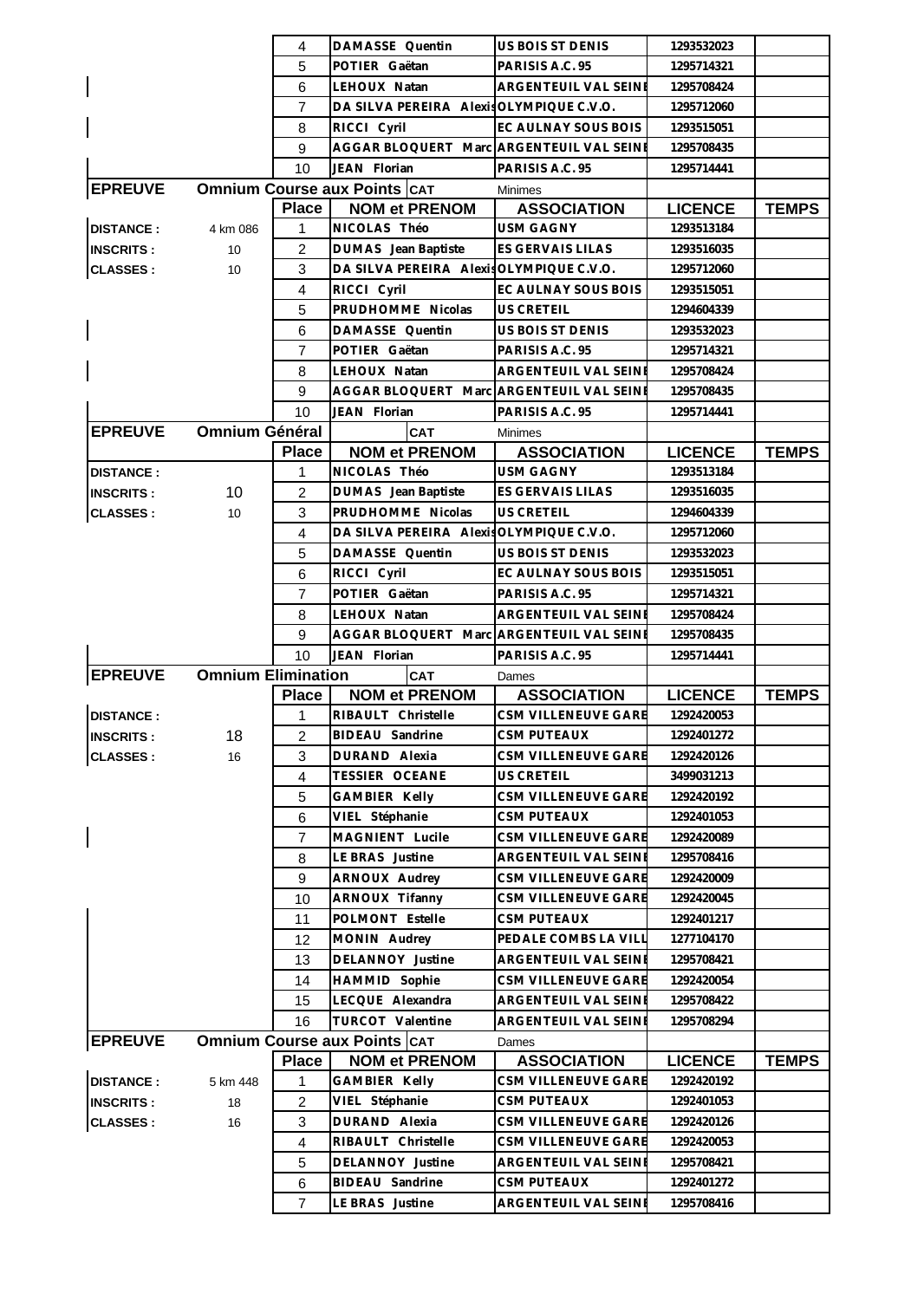| | | Place | NOM et PRENOM | ASSOCIATION | LICENCE | TEMPS |
|---|---|---|---|---|---|---|
| | | 4 | DAMASSE Quentin | US BOIS ST DENIS | 1293532023 | |
| | | 5 | POTIER Gaëtan | PARISIS A.C. 95 | 1295714321 | |
| | | 6 | LEHOUX Natan | ARGENTEUIL VAL SEINE | 1295708424 | |
| | | 7 | DA SILVA PEREIRA Alexis | OLYMPIQUE C.V.O. | 1295712060 | |
| | | 8 | RICCI Cyril | EC AULNAY SOUS BOIS | 1293515051 | |
| | | 9 | AGGAR BLOQUERT Marc | ARGENTEUIL VAL SEINE | 1295708435 | |
| | | 10 | JEAN Florian | PARISIS A.C. 95 | 1295714441 | |

| EPREUVE | Omnium Course aux Points | CAT | Minimes | | | |
|---|---|---|---|---|---|---|
| | | Place | NOM et PRENOM | ASSOCIATION | LICENCE | TEMPS |
| DISTANCE : | 4 km 086 | 1 | NICOLAS Théo | USM GAGNY | 1293513184 | |
| INSCRITS : | 10 | 2 | DUMAS Jean Baptiste | ES GERVAIS LILAS | 1293516035 | |
| CLASSES : | 10 | 3 | DA SILVA PEREIRA Alexis | OLYMPIQUE C.V.O. | 1295712060 | |
| | | 4 | RICCI Cyril | EC AULNAY SOUS BOIS | 1293515051 | |
| | | 5 | PRUDHOMME Nicolas | US CRETEIL | 1294604339 | |
| | | 6 | DAMASSE Quentin | US BOIS ST DENIS | 1293532023 | |
| | | 7 | POTIER Gaëtan | PARISIS A.C. 95 | 1295714321 | |
| | | 8 | LEHOUX Natan | ARGENTEUIL VAL SEINE | 1295708424 | |
| | | 9 | AGGAR BLOQUERT Marc | ARGENTEUIL VAL SEINE | 1295708435 | |
| | | 10 | JEAN Florian | PARISIS A.C. 95 | 1295714441 | |

| EPREUVE | Omnium Général | CAT | Minimes | | | |
|---|---|---|---|---|---|---|
| | | Place | NOM et PRENOM | ASSOCIATION | LICENCE | TEMPS |
| DISTANCE : | | 1 | NICOLAS Théo | USM GAGNY | 1293513184 | |
| INSCRITS : | 10 | 2 | DUMAS Jean Baptiste | ES GERVAIS LILAS | 1293516035 | |
| CLASSES : | 10 | 3 | PRUDHOMME Nicolas | US CRETEIL | 1294604339 | |
| | | 4 | DA SILVA PEREIRA Alexis | OLYMPIQUE C.V.O. | 1295712060 | |
| | | 5 | DAMASSE Quentin | US BOIS ST DENIS | 1293532023 | |
| | | 6 | RICCI Cyril | EC AULNAY SOUS BOIS | 1293515051 | |
| | | 7 | POTIER Gaëtan | PARISIS A.C. 95 | 1295714321 | |
| | | 8 | LEHOUX Natan | ARGENTEUIL VAL SEINE | 1295708424 | |
| | | 9 | AGGAR BLOQUERT Marc | ARGENTEUIL VAL SEINE | 1295708435 | |
| | | 10 | JEAN Florian | PARISIS A.C. 95 | 1295714441 | |

| EPREUVE | Omnium Elimination | CAT | Dames | | | |
|---|---|---|---|---|---|---|
| | | Place | NOM et PRENOM | ASSOCIATION | LICENCE | TEMPS |
| DISTANCE : | | 1 | RIBAULT Christelle | CSM VILLENEUVE GARE | 1292420053 | |
| INSCRITS : | 18 | 2 | BIDEAU Sandrine | CSM PUTEAUX | 1292401272 | |
| CLASSES : | 16 | 3 | DURAND Alexia | CSM VILLENEUVE GARE | 1292420126 | |
| | | 4 | TESSIER OCEANE | US CRETEIL | 3499031213 | |
| | | 5 | GAMBIER Kelly | CSM VILLENEUVE GARE | 1292420192 | |
| | | 6 | VIEL Stéphanie | CSM PUTEAUX | 1292401053 | |
| | | 7 | MAGNIENT Lucile | CSM VILLENEUVE GARE | 1292420089 | |
| | | 8 | LE BRAS Justine | ARGENTEUIL VAL SEINE | 1295708416 | |
| | | 9 | ARNOUX Audrey | CSM VILLENEUVE GARE | 1292420009 | |
| | | 10 | ARNOUX Tifanny | CSM VILLENEUVE GARE | 1292420045 | |
| | | 11 | POLMONT Estelle | CSM PUTEAUX | 1292401217 | |
| | | 12 | MONIN Audrey | PEDALE COMBS LA VILL | 1277104170 | |
| | | 13 | DELANNOY Justine | ARGENTEUIL VAL SEINE | 1295708421 | |
| | | 14 | HAMMID Sophie | CSM VILLENEUVE GARE | 1292420054 | |
| | | 15 | LECQUE Alexandra | ARGENTEUIL VAL SEINE | 1295708422 | |
| | | 16 | TURCOT Valentine | ARGENTEUIL VAL SEINE | 1295708294 | |

| EPREUVE | Omnium Course aux Points | CAT | Dames | | | |
|---|---|---|---|---|---|---|
| | | Place | NOM et PRENOM | ASSOCIATION | LICENCE | TEMPS |
| DISTANCE : | 5 km 448 | 1 | GAMBIER Kelly | CSM VILLENEUVE GARE | 1292420192 | |
| INSCRITS : | 18 | 2 | VIEL Stéphanie | CSM PUTEAUX | 1292401053 | |
| CLASSES : | 16 | 3 | DURAND Alexia | CSM VILLENEUVE GARE | 1292420126 | |
| | | 4 | RIBAULT Christelle | CSM VILLENEUVE GARE | 1292420053 | |
| | | 5 | DELANNOY Justine | ARGENTEUIL VAL SEINE | 1295708421 | |
| | | 6 | BIDEAU Sandrine | CSM PUTEAUX | 1292401272 | |
| | | 7 | LE BRAS Justine | ARGENTEUIL VAL SEINE | 1295708416 | |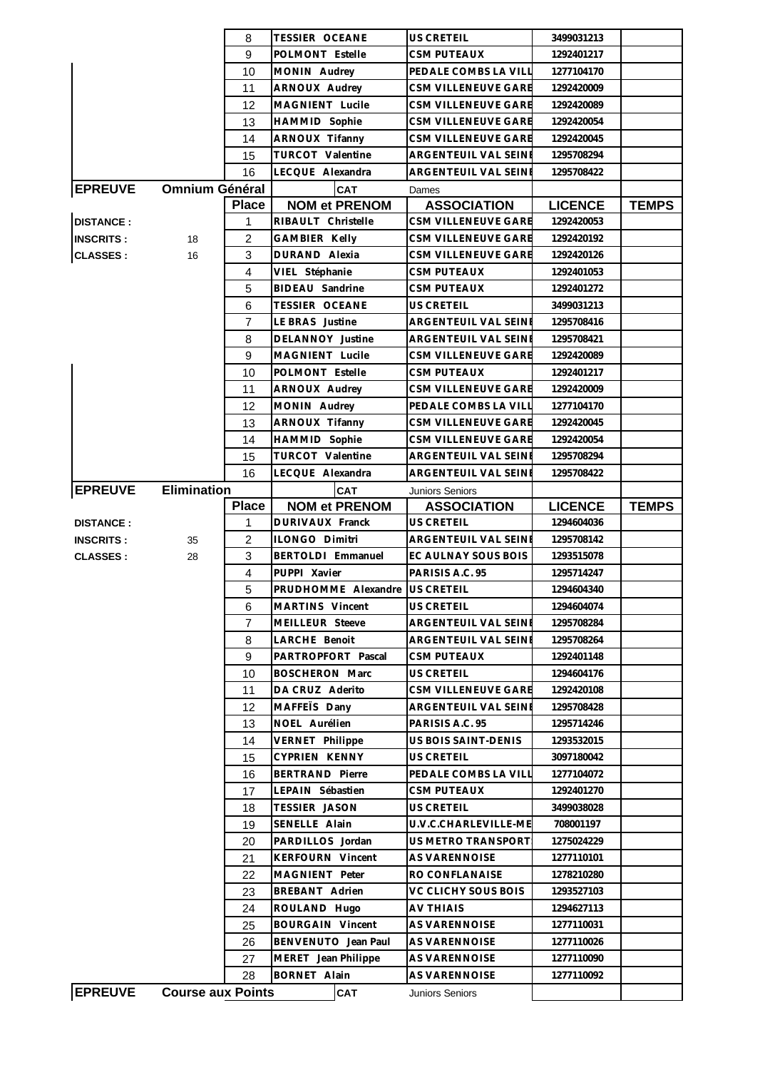| | | Place | NOM et PRENOM | ASSOCIATION | LICENCE | TEMPS |
|---|---|---|---|---|---|---|
| | | 8 | TESSIER OCEANE | US CRETEIL | 3499031213 | |
| | | 9 | POLMONT Estelle | CSM PUTEAUX | 1292401217 | |
| | | 10 | MONIN Audrey | PEDALE COMBS LA VILL | 1277104170 | |
| | | 11 | ARNOUX Audrey | CSM VILLENEUVE GARE | 1292420009 | |
| | | 12 | MAGNIENT Lucile | CSM VILLENEUVE GARE | 1292420089 | |
| | | 13 | HAMMID Sophie | CSM VILLENEUVE GARE | 1292420054 | |
| | | 14 | ARNOUX Tifanny | CSM VILLENEUVE GARE | 1292420045 | |
| | | 15 | TURCOT Valentine | ARGENTEUIL VAL SEINE | 1295708294 | |
| | | 16 | LECQUE Alexandra | ARGENTEUIL VAL SEINE | 1295708422 | |

| EPREUVE | Omnium Général | | CAT | Dames | | |
|---|---|---|---|---|---|---|
| | | Place | NOM et PRENOM | ASSOCIATION | LICENCE | TEMPS |
| DISTANCE : | | 1 | RIBAULT Christelle | CSM VILLENEUVE GARE | 1292420053 | |
| INSCRITS : | 18 | 2 | GAMBIER Kelly | CSM VILLENEUVE GARE | 1292420192 | |
| CLASSES : | 16 | 3 | DURAND Alexia | CSM VILLENEUVE GARE | 1292420126 | |
| | | 4 | VIEL Stéphanie | CSM PUTEAUX | 1292401053 | |
| | | 5 | BIDEAU Sandrine | CSM PUTEAUX | 1292401272 | |
| | | 6 | TESSIER OCEANE | US CRETEIL | 3499031213 | |
| | | 7 | LE BRAS Justine | ARGENTEUIL VAL SEINE | 1295708416 | |
| | | 8 | DELANNOY Justine | ARGENTEUIL VAL SEINE | 1295708421 | |
| | | 9 | MAGNIENT Lucile | CSM VILLENEUVE GARE | 1292420089 | |
| | | 10 | POLMONT Estelle | CSM PUTEAUX | 1292401217 | |
| | | 11 | ARNOUX Audrey | CSM VILLENEUVE GARE | 1292420009 | |
| | | 12 | MONIN Audrey | PEDALE COMBS LA VILL | 1277104170 | |
| | | 13 | ARNOUX Tifanny | CSM VILLENEUVE GARE | 1292420045 | |
| | | 14 | HAMMID Sophie | CSM VILLENEUVE GARE | 1292420054 | |
| | | 15 | TURCOT Valentine | ARGENTEUIL VAL SEINE | 1295708294 | |
| | | 16 | LECQUE Alexandra | ARGENTEUIL VAL SEINE | 1295708422 | |

| EPREUVE | Elimination | | CAT | Juniors Seniors | | |
|---|---|---|---|---|---|---|
| | | Place | NOM et PRENOM | ASSOCIATION | LICENCE | TEMPS |
| DISTANCE : | | 1 | DURIVAUX Franck | US CRETEIL | 1294604036 | |
| INSCRITS : | 35 | 2 | ILONGO Dimitri | ARGENTEUIL VAL SEINE | 1295708142 | |
| CLASSES : | 28 | 3 | BERTOLDI Emmanuel | EC AULNAY SOUS BOIS | 1293515078 | |
| | | 4 | PUPPI Xavier | PARISIS A.C. 95 | 1295714247 | |
| | | 5 | PRUDHOMME Alexandre | US CRETEIL | 1294604340 | |
| | | 6 | MARTINS Vincent | US CRETEIL | 1294604074 | |
| | | 7 | MEILLEUR Steeve | ARGENTEUIL VAL SEINE | 1295708284 | |
| | | 8 | LARCHE Benoit | ARGENTEUIL VAL SEINE | 1295708264 | |
| | | 9 | PARTROPFORT Pascal | CSM PUTEAUX | 1292401148 | |
| | | 10 | BOSCHERON Marc | US CRETEIL | 1294604176 | |
| | | 11 | DA CRUZ Aderito | CSM VILLENEUVE GARE | 1292420108 | |
| | | 12 | MAFFEÏS Dany | ARGENTEUIL VAL SEINE | 1295708428 | |
| | | 13 | NOEL Aurélien | PARISIS A.C. 95 | 1295714246 | |
| | | 14 | VERNET Philippe | US BOIS SAINT-DENIS | 1293532015 | |
| | | 15 | CYPRIEN KENNY | US CRETEIL | 3097180042 | |
| | | 16 | BERTRAND Pierre | PEDALE COMBS LA VILL | 1277104072 | |
| | | 17 | LEPAIN Sébastien | CSM PUTEAUX | 1292401270 | |
| | | 18 | TESSIER JASON | US CRETEIL | 3499038028 | |
| | | 19 | SENELLE Alain | U.V.C.CHARLEVILLE-ME | 708001197 | |
| | | 20 | PARDILLOS Jordan | US METRO TRANSPORT | 1275024229 | |
| | | 21 | KERFOURN Vincent | AS VARENNOISE | 1277110101 | |
| | | 22 | MAGNIENT Peter | RO CONFLANAISE | 1278210280 | |
| | | 23 | BREBANT Adrien | VC CLICHY SOUS BOIS | 1293527103 | |
| | | 24 | ROULAND Hugo | AV THIAIS | 1294627113 | |
| | | 25 | BOURGAIN Vincent | AS VARENNOISE | 1277110031 | |
| | | 26 | BENVENUTO Jean Paul | AS VARENNOISE | 1277110026 | |
| | | 27 | MERET Jean Philippe | AS VARENNOISE | 1277110090 | |
| | | 28 | BORNET Alain | AS VARENNOISE | 1277110092 | |

| EPREUVE | Course aux Points | | CAT | Juniors Seniors | | |
|---|---|---|---|---|---|---|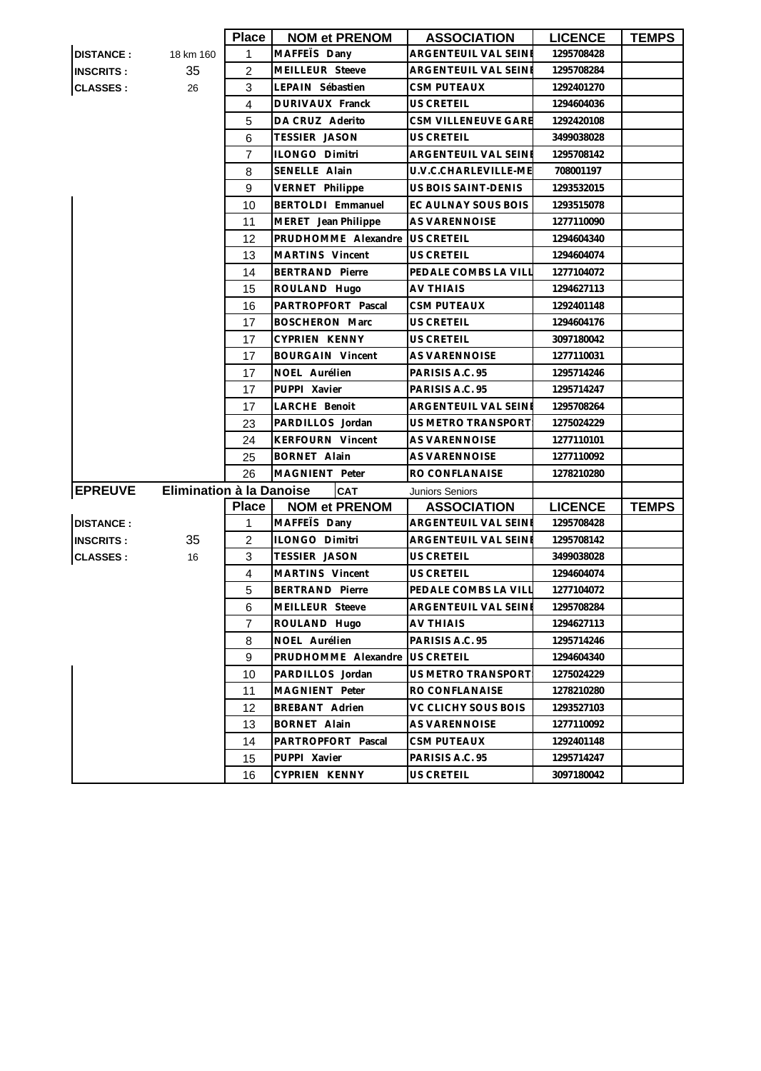| | | Place | NOM et PRENOM | ASSOCIATION | LICENCE | TEMPS |
|---|---|---|---|---|---|---|
| DISTANCE : | 18 km 160 | 1 | MAFFEÏS Dany | ARGENTEUIL VAL SEINE | 1295708428 | |
| INSCRITS : | 35 | 2 | MEILLEUR Steeve | ARGENTEUIL VAL SEINE | 1295708284 | |
| CLASSES : | 26 | 3 | LEPAIN Sébastien | CSM PUTEAUX | 1292401270 | |
| | | 4 | DURIVAUX Franck | US CRETEIL | 1294604036 | |
| | | 5 | DA CRUZ Aderito | CSM VILLENEUVE GARE | 1292420108 | |
| | | 6 | TESSIER JASON | US CRETEIL | 3499038028 | |
| | | 7 | ILONGO Dimitri | ARGENTEUIL VAL SEINE | 1295708142 | |
| | | 8 | SENELLE Alain | U.V.C.CHARLEVILLE-ME | 708001197 | |
| | | 9 | VERNET Philippe | US BOIS SAINT-DENIS | 1293532015 | |
| | | 10 | BERTOLDI Emmanuel | EC AULNAY SOUS BOIS | 1293515078 | |
| | | 11 | MERET Jean Philippe | AS VARENNOISE | 1277110090 | |
| | | 12 | PRUDHOMME Alexandre | US CRETEIL | 1294604340 | |
| | | 13 | MARTINS Vincent | US CRETEIL | 1294604074 | |
| | | 14 | BERTRAND Pierre | PEDALE COMBS LA VILL | 1277104072 | |
| | | 15 | ROULAND Hugo | AV THIAIS | 1294627113 | |
| | | 16 | PARTROPFORT Pascal | CSM PUTEAUX | 1292401148 | |
| | | 17 | BOSCHERON Marc | US CRETEIL | 1294604176 | |
| | | 17 | CYPRIEN KENNY | US CRETEIL | 3097180042 | |
| | | 17 | BOURGAIN Vincent | AS VARENNOISE | 1277110031 | |
| | | 17 | NOEL Aurélien | PARISIS A.C. 95 | 1295714246 | |
| | | 17 | PUPPI Xavier | PARISIS A.C. 95 | 1295714247 | |
| | | 17 | LARCHE Benoit | ARGENTEUIL VAL SEINE | 1295708264 | |
| | | 23 | PARDILLOS Jordan | US METRO TRANSPORT | 1275024229 | |
| | | 24 | KERFOURN Vincent | AS VARENNOISE | 1277110101 | |
| | | 25 | BORNET Alain | AS VARENNOISE | 1277110092 | |
| | | 26 | MAGNIENT Peter | RO CONFLANAISE | 1278210280 | |

**EPREUVE** Elimination à la Danoise — CAT: Juniors Seniors

| | | Place | NOM et PRENOM | ASSOCIATION | LICENCE | TEMPS |
|---|---|---|---|---|---|---|
| DISTANCE : | | 1 | MAFFEÏS Dany | ARGENTEUIL VAL SEINE | 1295708428 | |
| INSCRITS : | 35 | 2 | ILONGO Dimitri | ARGENTEUIL VAL SEINE | 1295708142 | |
| CLASSES : | 16 | 3 | TESSIER JASON | US CRETEIL | 3499038028 | |
| | | 4 | MARTINS Vincent | US CRETEIL | 1294604074 | |
| | | 5 | BERTRAND Pierre | PEDALE COMBS LA VILL | 1277104072 | |
| | | 6 | MEILLEUR Steeve | ARGENTEUIL VAL SEINE | 1295708284 | |
| | | 7 | ROULAND Hugo | AV THIAIS | 1294627113 | |
| | | 8 | NOEL Aurélien | PARISIS A.C. 95 | 1295714246 | |
| | | 9 | PRUDHOMME Alexandre | US CRETEIL | 1294604340 | |
| | | 10 | PARDILLOS Jordan | US METRO TRANSPORT | 1275024229 | |
| | | 11 | MAGNIENT Peter | RO CONFLANAISE | 1278210280 | |
| | | 12 | BREBANT Adrien | VC CLICHY SOUS BOIS | 1293527103 | |
| | | 13 | BORNET Alain | AS VARENNOISE | 1277110092 | |
| | | 14 | PARTROPFORT Pascal | CSM PUTEAUX | 1292401148 | |
| | | 15 | PUPPI Xavier | PARISIS A.C. 95 | 1295714247 | |
| | | 16 | CYPRIEN KENNY | US CRETEIL | 3097180042 | |